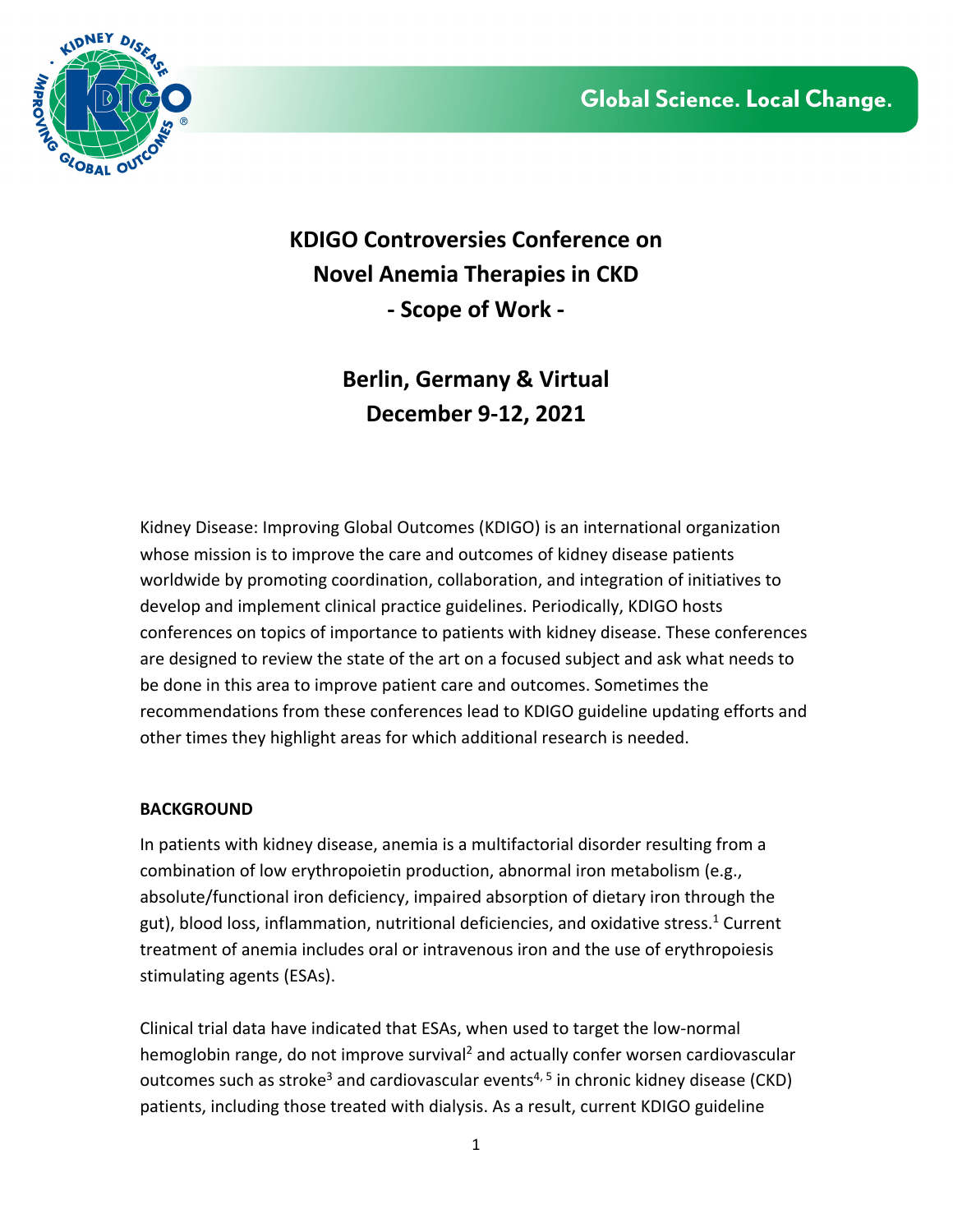# KDIGO Controversies Conference on Novel Anemia Therapies in CKD - Scope of Work -

## Berlin, Germany & Virtual
## December 9-12, 2021

Kidney Disease: Improving Global Outcomes (KDIGO) is an international organization whose mission is to improve the care and outcomes of kidney disease patients worldwide by promoting coordination, collaboration, and integration of initiatives to develop and implement clinical practice guidelines. Periodically, KDIGO hosts conferences on topics of importance to patients with kidney disease. These conferences are designed to review the state of the art on a focused subject and ask what needs to be done in this area to improve patient care and outcomes. Sometimes the recommendations from these conferences lead to KDIGO guideline updating efforts and other times they highlight areas for which additional research is needed.

**BACKGROUND**

In patients with kidney disease, anemia is a multifactorial disorder resulting from a combination of low erythropoietin production, abnormal iron metabolism (e.g., absolute/functional iron deficiency, impaired absorption of dietary iron through the gut), blood loss, inflammation, nutritional deficiencies, and oxidative stress.[1] Current treatment of anemia includes oral or intravenous iron and the use of erythropoiesis stimulating agents (ESAs).

Clinical trial data have indicated that ESAs, when used to target the low-normal hemoglobin range, do not improve survival[2] and actually confer worsen cardiovascular outcomes such as stroke[3] and cardiovascular events[4, 5] in chronic kidney disease (CKD) patients, including those treated with dialysis. As a result, current KDIGO guideline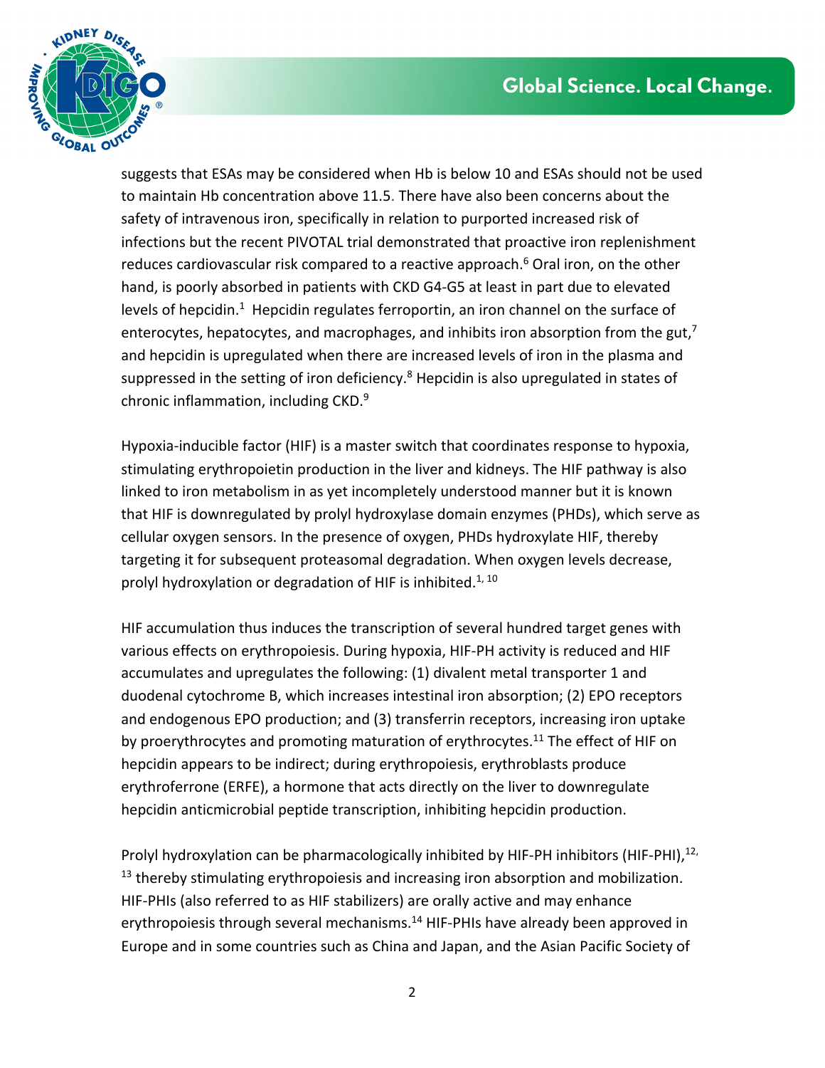suggests that ESAs may be considered when Hb is below 10 and ESAs should not be used to maintain Hb concentration above 11.5. There have also been concerns about the safety of intravenous iron, specifically in relation to purported increased risk of infections but the recent PIVOTAL trial demonstrated that proactive iron replenishment reduces cardiovascular risk compared to a reactive approach.[6] Oral iron, on the other hand, is poorly absorbed in patients with CKD G4-G5 at least in part due to elevated levels of hepcidin.[1] Hepcidin regulates ferroportin, an iron channel on the surface of enterocytes, hepatocytes, and macrophages, and inhibits iron absorption from the gut,[7] and hepcidin is upregulated when there are increased levels of iron in the plasma and suppressed in the setting of iron deficiency.[8] Hepcidin is also upregulated in states of chronic inflammation, including CKD.[9]

Hypoxia-inducible factor (HIF) is a master switch that coordinates response to hypoxia, stimulating erythropoietin production in the liver and kidneys. The HIF pathway is also linked to iron metabolism in as yet incompletely understood manner but it is known that HIF is downregulated by prolyl hydroxylase domain enzymes (PHDs), which serve as cellular oxygen sensors. In the presence of oxygen, PHDs hydroxylate HIF, thereby targeting it for subsequent proteasomal degradation. When oxygen levels decrease, prolyl hydroxylation or degradation of HIF is inhibited.[1, 10]

HIF accumulation thus induces the transcription of several hundred target genes with various effects on erythropoiesis. During hypoxia, HIF-PH activity is reduced and HIF accumulates and upregulates the following: (1) divalent metal transporter 1 and duodenal cytochrome B, which increases intestinal iron absorption; (2) EPO receptors and endogenous EPO production; and (3) transferrin receptors, increasing iron uptake by proerythrocytes and promoting maturation of erythrocytes.[11] The effect of HIF on hepcidin appears to be indirect; during erythropoiesis, erythroblasts produce erythroferrone (ERFE), a hormone that acts directly on the liver to downregulate hepcidin anticmicrobial peptide transcription, inhibiting hepcidin production.

Prolyl hydroxylation can be pharmacologically inhibited by HIF-PH inhibitors (HIF-PHI),[12, 13] thereby stimulating erythropoiesis and increasing iron absorption and mobilization. HIF-PHIs (also referred to as HIF stabilizers) are orally active and may enhance erythropoiesis through several mechanisms.[14] HIF-PHIs have already been approved in Europe and in some countries such as China and Japan, and the Asian Pacific Society of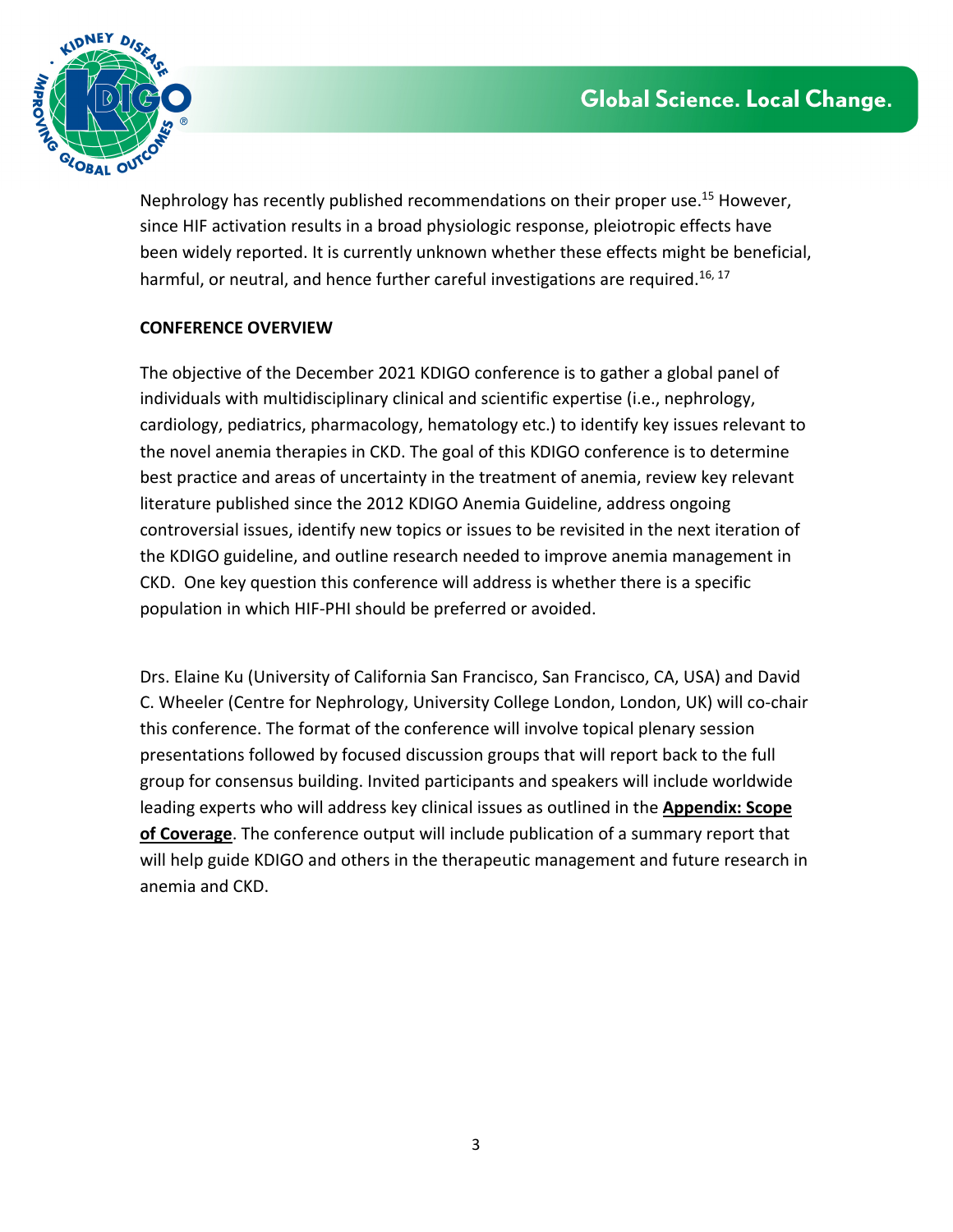Nephrology has recently published recommendations on their proper use.[15] However, since HIF activation results in a broad physiologic response, pleiotropic effects have been widely reported. It is currently unknown whether these effects might be beneficial, harmful, or neutral, and hence further careful investigations are required.[16, 17]

**CONFERENCE OVERVIEW**

The objective of the December 2021 KDIGO conference is to gather a global panel of individuals with multidisciplinary clinical and scientific expertise (i.e., nephrology, cardiology, pediatrics, pharmacology, hematology etc.) to identify key issues relevant to the novel anemia therapies in CKD. The goal of this KDIGO conference is to determine best practice and areas of uncertainty in the treatment of anemia, review key relevant literature published since the 2012 KDIGO Anemia Guideline, address ongoing controversial issues, identify new topics or issues to be revisited in the next iteration of the KDIGO guideline, and outline research needed to improve anemia management in CKD. One key question this conference will address is whether there is a specific population in which HIF-PHI should be preferred or avoided.

Drs. Elaine Ku (University of California San Francisco, San Francisco, CA, USA) and David C. Wheeler (Centre for Nephrology, University College London, London, UK) will co-chair this conference. The format of the conference will involve topical plenary session presentations followed by focused discussion groups that will report back to the full group for consensus building. Invited participants and speakers will include worldwide leading experts who will address key clinical issues as outlined in the **Appendix: Scope of Coverage**. The conference output will include publication of a summary report that will help guide KDIGO and others in the therapeutic management and future research in anemia and CKD.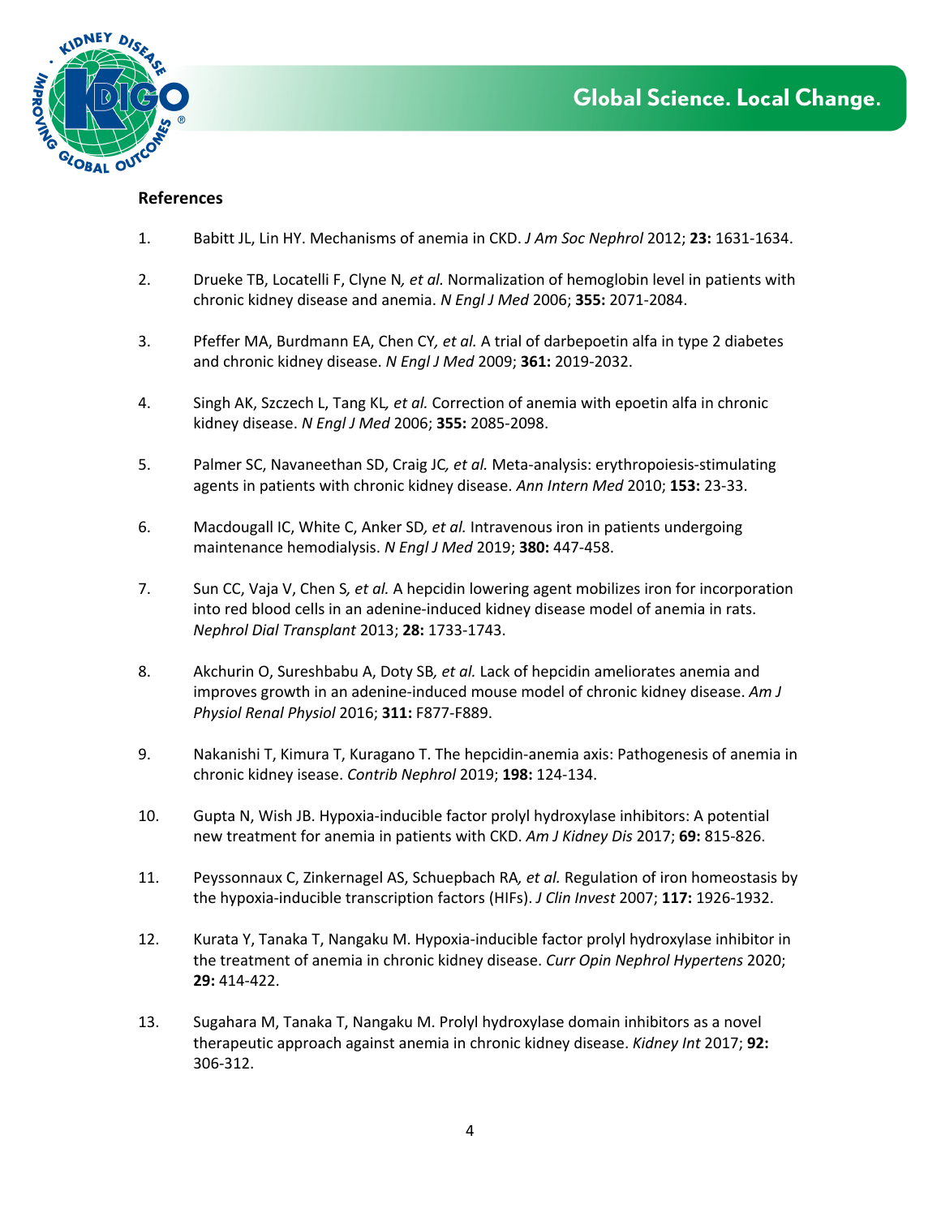## References

1. Babitt JL, Lin HY. Mechanisms of anemia in CKD. *J Am Soc Nephrol* 2012; **23:** 1631-1634.
2. Drueke TB, Locatelli F, Clyne N*, et al.* Normalization of hemoglobin level in patients with chronic kidney disease and anemia. *N Engl J Med* 2006; **355:** 2071-2084.
3. Pfeffer MA, Burdmann EA, Chen CY*, et al.* A trial of darbepoetin alfa in type 2 diabetes and chronic kidney disease. *N Engl J Med* 2009; **361:** 2019-2032.
4. Singh AK, Szczech L, Tang KL*, et al.* Correction of anemia with epoetin alfa in chronic kidney disease. *N Engl J Med* 2006; **355:** 2085-2098.
5. Palmer SC, Navaneethan SD, Craig JC*, et al.* Meta-analysis: erythropoiesis-stimulating agents in patients with chronic kidney disease. *Ann Intern Med* 2010; **153:** 23-33.
6. Macdougall IC, White C, Anker SD*, et al.* Intravenous iron in patients undergoing maintenance hemodialysis. *N Engl J Med* 2019; **380:** 447-458.
7. Sun CC, Vaja V, Chen S*, et al.* A hepcidin lowering agent mobilizes iron for incorporation into red blood cells in an adenine-induced kidney disease model of anemia in rats. *Nephrol Dial Transplant* 2013; **28:** 1733-1743.
8. Akchurin O, Sureshbabu A, Doty SB*, et al.* Lack of hepcidin ameliorates anemia and improves growth in an adenine-induced mouse model of chronic kidney disease. *Am J Physiol Renal Physiol* 2016; **311:** F877-F889.
9. Nakanishi T, Kimura T, Kuragano T. The hepcidin-anemia axis: Pathogenesis of anemia in chronic kidney isease. *Contrib Nephrol* 2019; **198:** 124-134.
10. Gupta N, Wish JB. Hypoxia-inducible factor prolyl hydroxylase inhibitors: A potential new treatment for anemia in patients with CKD. *Am J Kidney Dis* 2017; **69:** 815-826.
11. Peyssonnaux C, Zinkernagel AS, Schuepbach RA*, et al.* Regulation of iron homeostasis by the hypoxia-inducible transcription factors (HIFs). *J Clin Invest* 2007; **117:** 1926-1932.
12. Kurata Y, Tanaka T, Nangaku M. Hypoxia-inducible factor prolyl hydroxylase inhibitor in the treatment of anemia in chronic kidney disease. *Curr Opin Nephrol Hypertens* 2020; **29:** 414-422.
13. Sugahara M, Tanaka T, Nangaku M. Prolyl hydroxylase domain inhibitors as a novel therapeutic approach against anemia in chronic kidney disease. *Kidney Int* 2017; **92:** 306-312.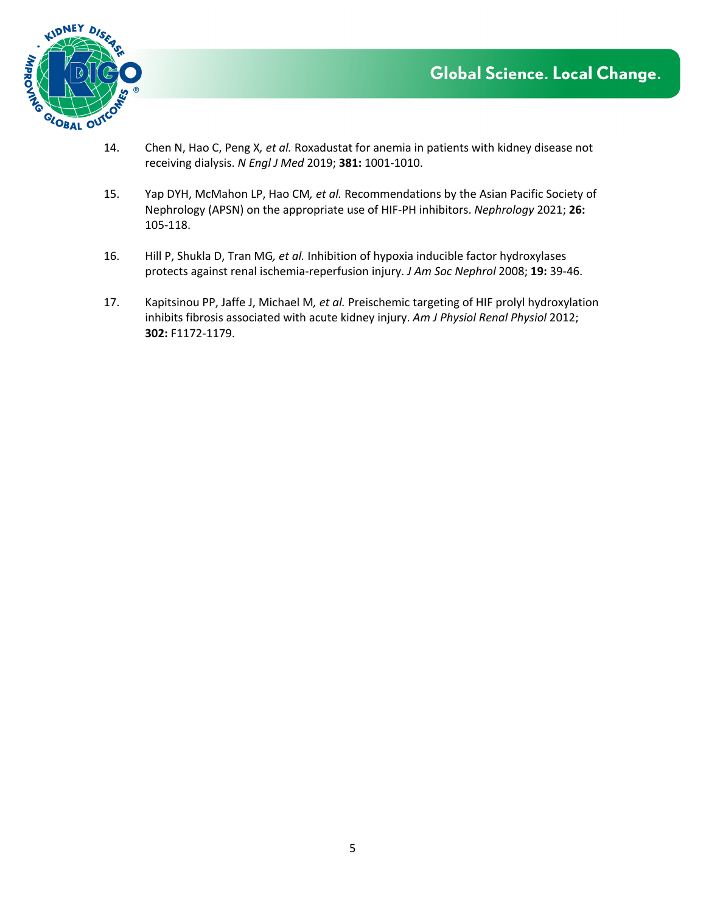14. Chen N, Hao C, Peng X*, et al.* Roxadustat for anemia in patients with kidney disease not receiving dialysis. *N Engl J Med* 2019; **381:** 1001-1010.

15. Yap DYH, McMahon LP, Hao CM*, et al.* Recommendations by the Asian Pacific Society of Nephrology (APSN) on the appropriate use of HIF-PH inhibitors. *Nephrology* 2021; **26:** 105-118.

16. Hill P, Shukla D, Tran MG*, et al.* Inhibition of hypoxia inducible factor hydroxylases protects against renal ischemia-reperfusion injury. *J Am Soc Nephrol* 2008; **19:** 39-46.

17. Kapitsinou PP, Jaffe J, Michael M*, et al.* Preischemic targeting of HIF prolyl hydroxylation inhibits fibrosis associated with acute kidney injury. *Am J Physiol Renal Physiol* 2012; **302:** F1172-1179.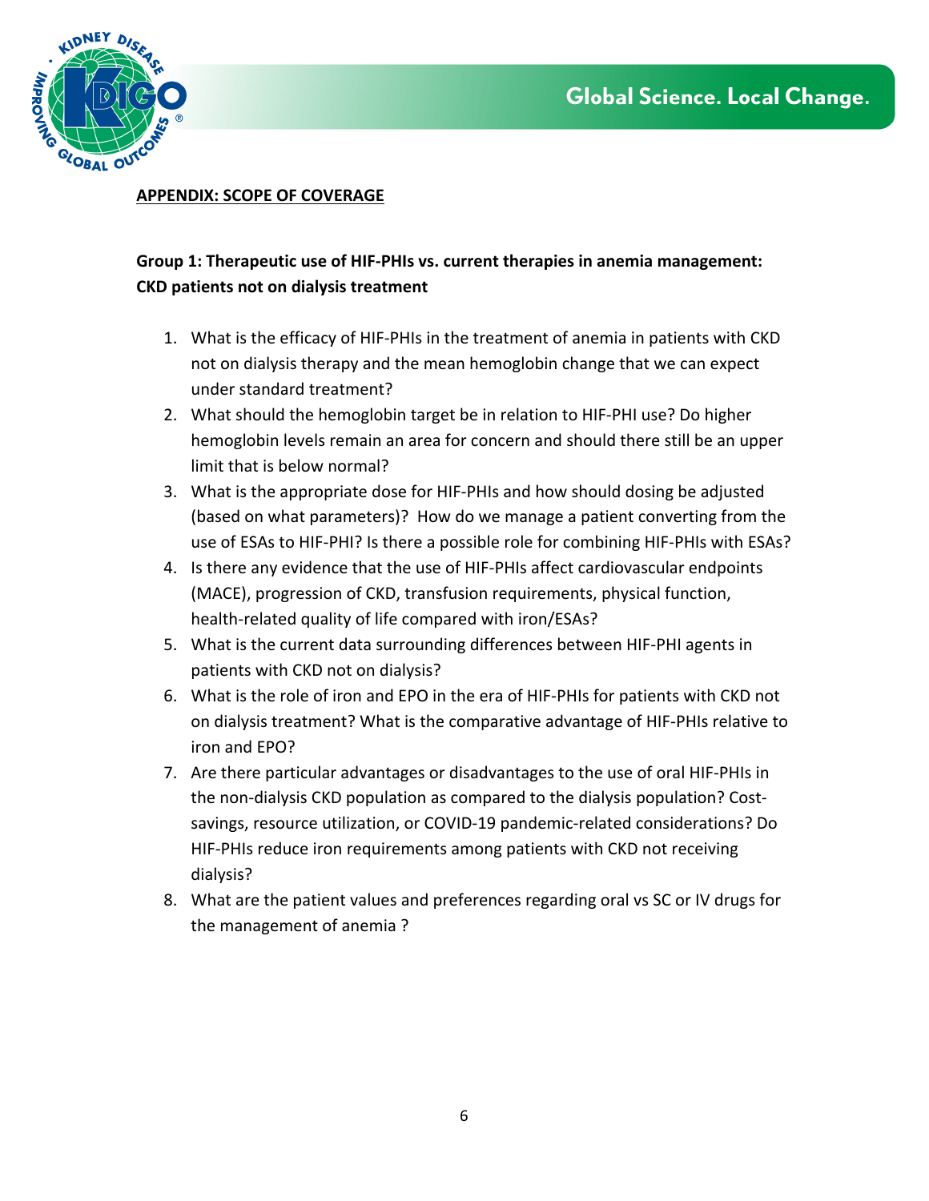**APPENDIX: SCOPE OF COVERAGE**

**Group 1: Therapeutic use of HIF-PHIs vs. current therapies in anemia management: CKD patients not on dialysis treatment**

1. What is the efficacy of HIF-PHIs in the treatment of anemia in patients with CKD not on dialysis therapy and the mean hemoglobin change that we can expect under standard treatment?
2. What should the hemoglobin target be in relation to HIF-PHI use? Do higher hemoglobin levels remain an area for concern and should there still be an upper limit that is below normal?
3. What is the appropriate dose for HIF-PHIs and how should dosing be adjusted (based on what parameters)? How do we manage a patient converting from the use of ESAs to HIF-PHI? Is there a possible role for combining HIF-PHIs with ESAs?
4. Is there any evidence that the use of HIF-PHIs affect cardiovascular endpoints (MACE), progression of CKD, transfusion requirements, physical function, health-related quality of life compared with iron/ESAs?
5. What is the current data surrounding differences between HIF-PHI agents in patients with CKD not on dialysis?
6. What is the role of iron and EPO in the era of HIF-PHIs for patients with CKD not on dialysis treatment? What is the comparative advantage of HIF-PHIs relative to iron and EPO?
7. Are there particular advantages or disadvantages to the use of oral HIF-PHIs in the non-dialysis CKD population as compared to the dialysis population? Cost-savings, resource utilization, or COVID-19 pandemic-related considerations? Do HIF-PHIs reduce iron requirements among patients with CKD not receiving dialysis?
8. What are the patient values and preferences regarding oral vs SC or IV drugs for the management of anemia ?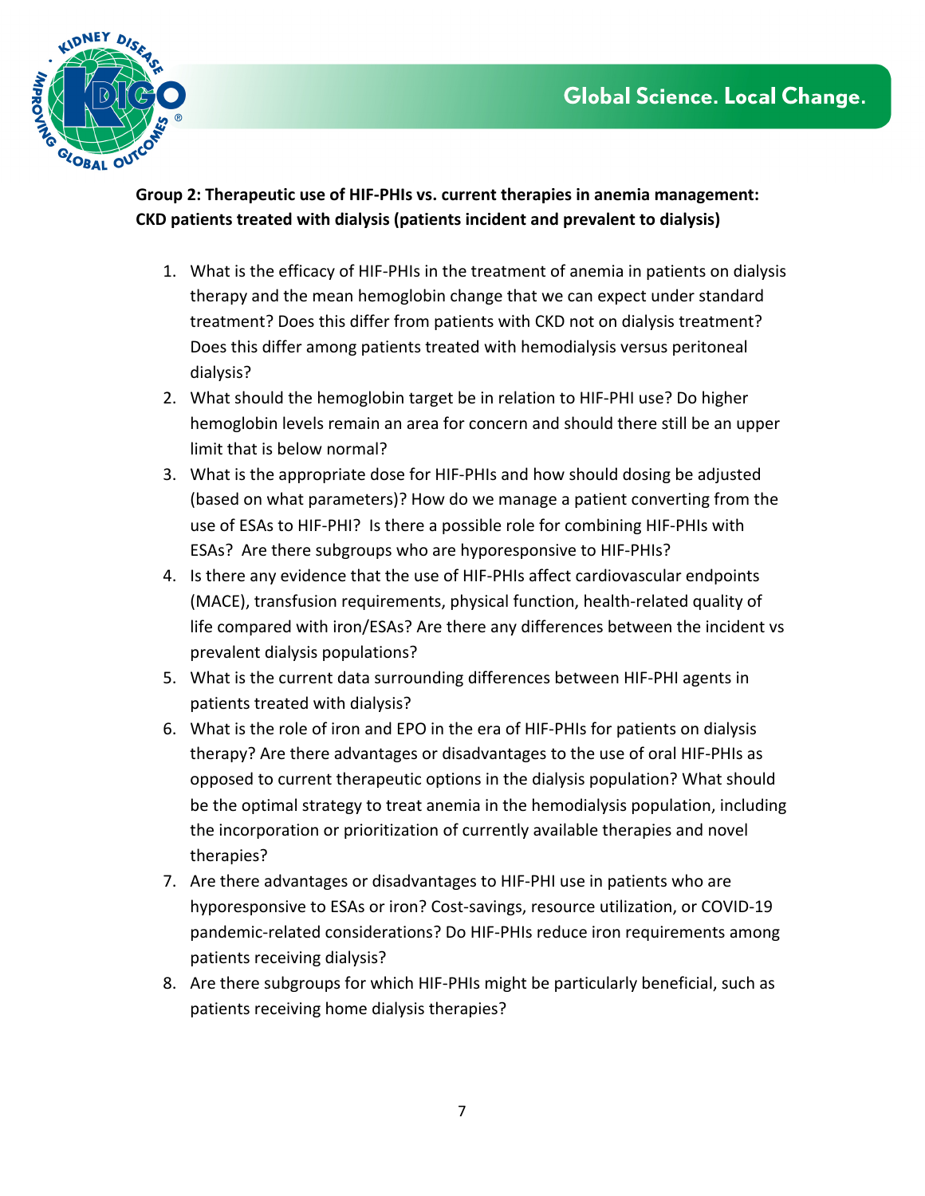**Group 2: Therapeutic use of HIF-PHIs vs. current therapies in anemia management: CKD patients treated with dialysis (patients incident and prevalent to dialysis)**

1. What is the efficacy of HIF-PHIs in the treatment of anemia in patients on dialysis therapy and the mean hemoglobin change that we can expect under standard treatment? Does this differ from patients with CKD not on dialysis treatment? Does this differ among patients treated with hemodialysis versus peritoneal dialysis?
2. What should the hemoglobin target be in relation to HIF-PHI use? Do higher hemoglobin levels remain an area for concern and should there still be an upper limit that is below normal?
3. What is the appropriate dose for HIF-PHIs and how should dosing be adjusted (based on what parameters)? How do we manage a patient converting from the use of ESAs to HIF-PHI? Is there a possible role for combining HIF-PHIs with ESAs? Are there subgroups who are hyporesponsive to HIF-PHIs?
4. Is there any evidence that the use of HIF-PHIs affect cardiovascular endpoints (MACE), transfusion requirements, physical function, health-related quality of life compared with iron/ESAs? Are there any differences between the incident vs prevalent dialysis populations?
5. What is the current data surrounding differences between HIF-PHI agents in patients treated with dialysis?
6. What is the role of iron and EPO in the era of HIF-PHIs for patients on dialysis therapy? Are there advantages or disadvantages to the use of oral HIF-PHIs as opposed to current therapeutic options in the dialysis population? What should be the optimal strategy to treat anemia in the hemodialysis population, including the incorporation or prioritization of currently available therapies and novel therapies?
7. Are there advantages or disadvantages to HIF-PHI use in patients who are hyporesponsive to ESAs or iron? Cost-savings, resource utilization, or COVID-19 pandemic-related considerations? Do HIF-PHIs reduce iron requirements among patients receiving dialysis?
8. Are there subgroups for which HIF-PHIs might be particularly beneficial, such as patients receiving home dialysis therapies?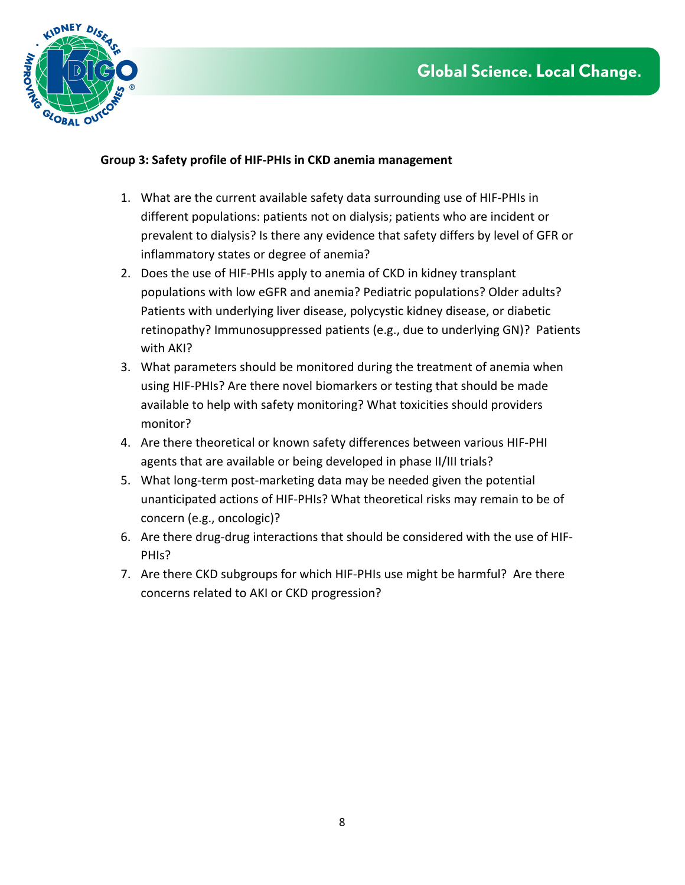**Group 3: Safety profile of HIF-PHIs in CKD anemia management**

1. What are the current available safety data surrounding use of HIF-PHIs in different populations: patients not on dialysis; patients who are incident or prevalent to dialysis? Is there any evidence that safety differs by level of GFR or inflammatory states or degree of anemia?
2. Does the use of HIF-PHIs apply to anemia of CKD in kidney transplant populations with low eGFR and anemia? Pediatric populations? Older adults? Patients with underlying liver disease, polycystic kidney disease, or diabetic retinopathy? Immunosuppressed patients (e.g., due to underlying GN)? Patients with AKI?
3. What parameters should be monitored during the treatment of anemia when using HIF-PHIs? Are there novel biomarkers or testing that should be made available to help with safety monitoring? What toxicities should providers monitor?
4. Are there theoretical or known safety differences between various HIF-PHI agents that are available or being developed in phase II/III trials?
5. What long-term post-marketing data may be needed given the potential unanticipated actions of HIF-PHIs? What theoretical risks may remain to be of concern (e.g., oncologic)?
6. Are there drug-drug interactions that should be considered with the use of HIF-PHIs?
7. Are there CKD subgroups for which HIF-PHIs use might be harmful? Are there concerns related to AKI or CKD progression?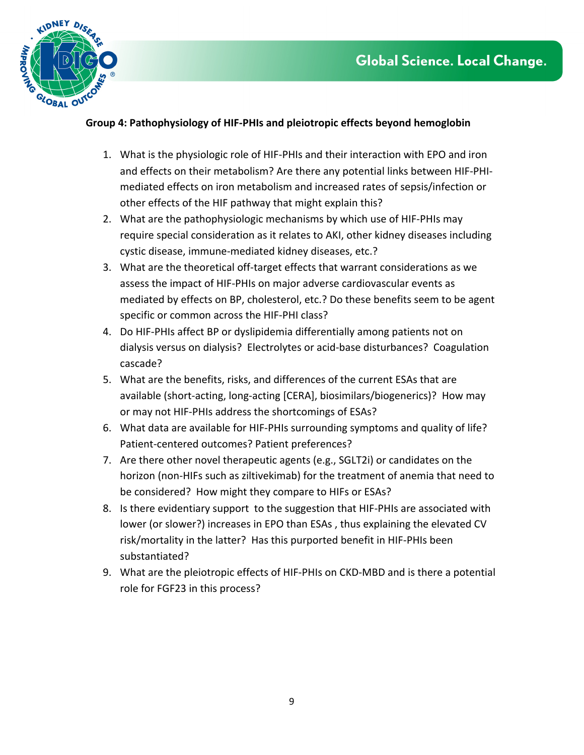**Group 4: Pathophysiology of HIF-PHIs and pleiotropic effects beyond hemoglobin**

1. What is the physiologic role of HIF-PHIs and their interaction with EPO and iron and effects on their metabolism? Are there any potential links between HIF-PHI-mediated effects on iron metabolism and increased rates of sepsis/infection or other effects of the HIF pathway that might explain this?
2. What are the pathophysiologic mechanisms by which use of HIF-PHIs may require special consideration as it relates to AKI, other kidney diseases including cystic disease, immune-mediated kidney diseases, etc.?
3. What are the theoretical off-target effects that warrant considerations as we assess the impact of HIF-PHIs on major adverse cardiovascular events as mediated by effects on BP, cholesterol, etc.? Do these benefits seem to be agent specific or common across the HIF-PHI class?
4. Do HIF-PHIs affect BP or dyslipidemia differentially among patients not on dialysis versus on dialysis? Electrolytes or acid-base disturbances? Coagulation cascade?
5. What are the benefits, risks, and differences of the current ESAs that are available (short-acting, long-acting [CERA], biosimilars/biogenerics)? How may or may not HIF-PHIs address the shortcomings of ESAs?
6. What data are available for HIF-PHIs surrounding symptoms and quality of life? Patient-centered outcomes? Patient preferences?
7. Are there other novel therapeutic agents (e.g., SGLT2i) or candidates on the horizon (non-HIFs such as ziltivekimab) for the treatment of anemia that need to be considered? How might they compare to HIFs or ESAs?
8. Is there evidentiary support to the suggestion that HIF-PHIs are associated with lower (or slower?) increases in EPO than ESAs , thus explaining the elevated CV risk/mortality in the latter? Has this purported benefit in HIF-PHIs been substantiated?
9. What are the pleiotropic effects of HIF-PHIs on CKD-MBD and is there a potential role for FGF23 in this process?